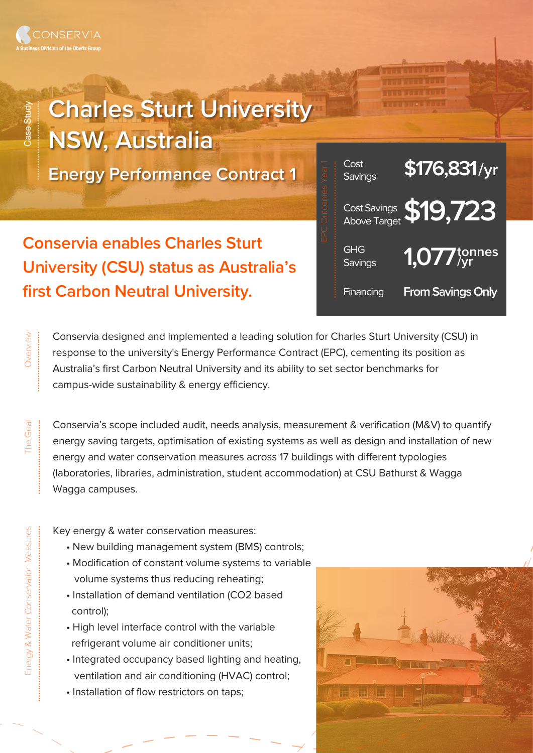CONSERVIA
A Business Division of the Oberix Group

Case Study

# Charles Sturt University NSW, Australia

## Energy Performance Contract 1

## Conservia enables Charles Sturt University (CSU) status as Australia's first Carbon Neutral University.

**EPC Outcomes Year 1**

| | |
|---|---|
| Cost Savings | **$176,831/yr** |
| Cost Savings Above Target | **$19,723** |
| GHG Savings | **1,077 tonnes/yr** |
| Financing | **From Savings Only** |

**Overview**

Conservia designed and implemented a leading solution for Charles Sturt University (CSU) in response to the university's Energy Performance Contract (EPC), cementing its position as Australia's first Carbon Neutral University and its ability to set sector benchmarks for campus-wide sustainability & energy efficiency.

**The Goal**

Conservia's scope included audit, needs analysis, measurement & verification (M&V) to quantify energy saving targets, optimisation of existing systems as well as design and installation of new energy and water conservation measures across 17 buildings with different typologies (laboratories, libraries, administration, student accommodation) at CSU Bathurst & Wagga Wagga campuses.

**Energy & Water Conservation Measures**

Key energy & water conservation measures:

- New building management system (BMS) controls;
- Modification of constant volume systems to variable volume systems thus reducing reheating;
- Installation of demand ventilation ($CO_2$ based control);
- High level interface control with the variable refrigerant volume air conditioner units;
- Integrated occupancy based lighting and heating, ventilation and air conditioning (HVAC) control;
- Installation of flow restrictors on taps;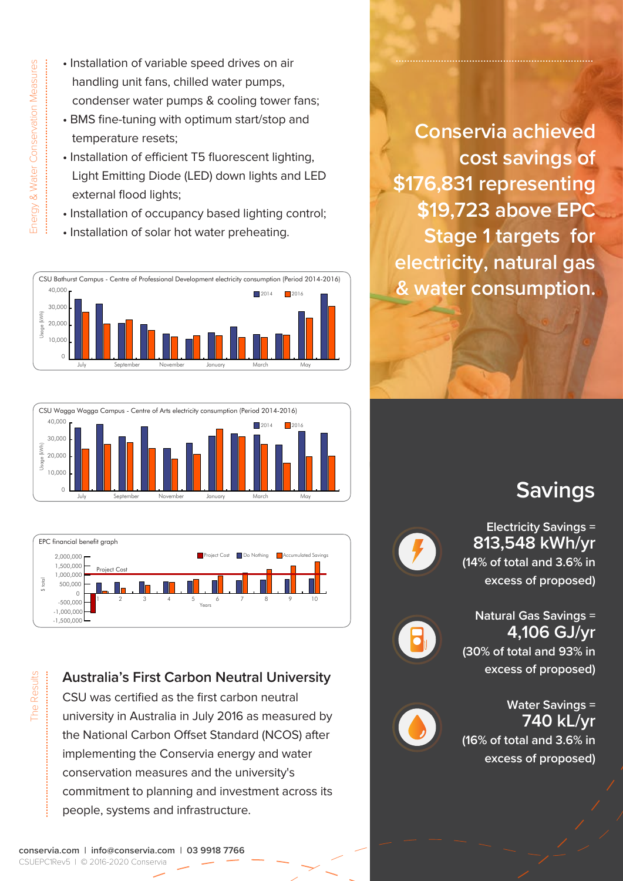Energy & Water Conservation Measures

- Installation of variable speed drives on air handling unit fans, chilled water pumps, condenser water pumps & cooling tower fans;
- BMS fine-tuning with optimum start/stop and temperature resets;
- Installation of efficient T5 fluorescent lighting, Light Emitting Diode (LED) down lights and LED external flood lights;
- Installation of occupancy based lighting control;
- Installation of solar hot water preheating.

CSU Bathurst Campus - Centre of Professional Development electricity consumption (Period 2014-2016)

40,000
30,000
20,000
10,000
0
Usage (kWh)
2014
2016
July
September
November
January
March
May

CSU Wagga Wagga Campus - Centre of Arts electricity consumption (Period 2014-2016)

40,000
30,000
20,000
10,000
0
Usage (kWh)
2014
2016
July
September
November
January
March
May

EPC financial benefit graph

2,000,000
1,500,000
1,000,000
500,000
0
-500,000
-1,000,000
-1,500,000
$ total
Project Cost
Project Cost
Do Nothing
Accumulated Savings
1
2
3
4
5
6
7
8
9
10
Years

The Results

## Australia's First Carbon Neutral University

CSU was certified as the first carbon neutral university in Australia in July 2016 as measured by the National Carbon Offset Standard (NCOS) after implementing the Conservia energy and water conservation measures and the university's commitment to planning and investment across its people, systems and infrastructure.

**Conservia achieved cost savings of $176,831 representing $19,723 above EPC Stage 1 targets for electricity, natural gas & water consumption.**

## Savings

Electricity Savings =
**813,548 kWh/yr**
(14% of total and 3.6% in excess of proposed)

Natural Gas Savings =
**4,106 GJ/yr**
(30% of total and 93% in excess of proposed)

Water Savings =
**740 kL/yr**
(16% of total and 3.6% in excess of proposed)

**conservia.com | info@conservia.com | 03 9918 7766**
CSUEPC1Rev5 | © 2016-2020 Conservia